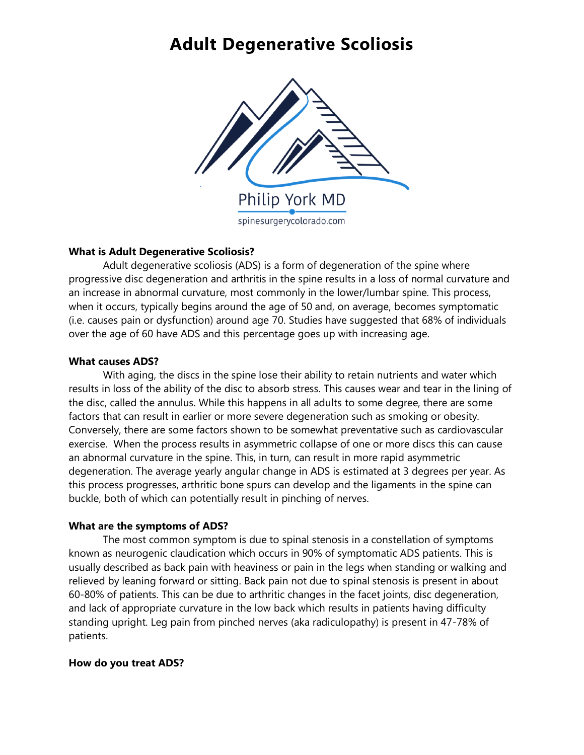# Adult Degenerative Scoliosis

Philip York MD

spinesurgerycolorado.com

### What is Adult Degenerative Scoliosis?

Adult degenerative scoliosis (ADS) is a form of degeneration of the spine where progressive disc degeneration and arthritis in the spine results in a loss of normal curvature and an increase in abnormal curvature, most commonly in the lower/lumbar spine. This process, when it occurs, typically begins around the age of 50 and, on average, becomes symptomatic (i.e. causes pain or dysfunction) around age 70. Studies have suggested that 68% of individuals over the age of 60 have ADS and this percentage goes up with increasing age.

### What causes ADS?

With aging, the discs in the spine lose their ability to retain nutrients and water which results in loss of the ability of the disc to absorb stress. This causes wear and tear in the lining of the disc, called the annulus. While this happens in all adults to some degree, there are some factors that can result in earlier or more severe degeneration such as smoking or obesity. Conversely, there are some factors shown to be somewhat preventative such as cardiovascular exercise. When the process results in asymmetric collapse of one or more discs this can cause an abnormal curvature in the spine. This, in turn, can result in more rapid asymmetric degeneration. The average yearly angular change in ADS is estimated at 3 degrees per year. As this process progresses, arthritic bone spurs can develop and the ligaments in the spine can buckle, both of which can potentially result in pinching of nerves.

### What are the symptoms of ADS?

The most common symptom is due to spinal stenosis in a constellation of symptoms known as neurogenic claudication which occurs in 90% of symptomatic ADS patients. This is usually described as back pain with heaviness or pain in the legs when standing or walking and relieved by leaning forward or sitting. Back pain not due to spinal stenosis is present in about 60-80% of patients. This can be due to arthritic changes in the facet joints, disc degeneration, and lack of appropriate curvature in the low back which results in patients having difficulty standing upright. Leg pain from pinched nerves (aka radiculopathy) is present in 47-78% of patients.

### How do you treat ADS?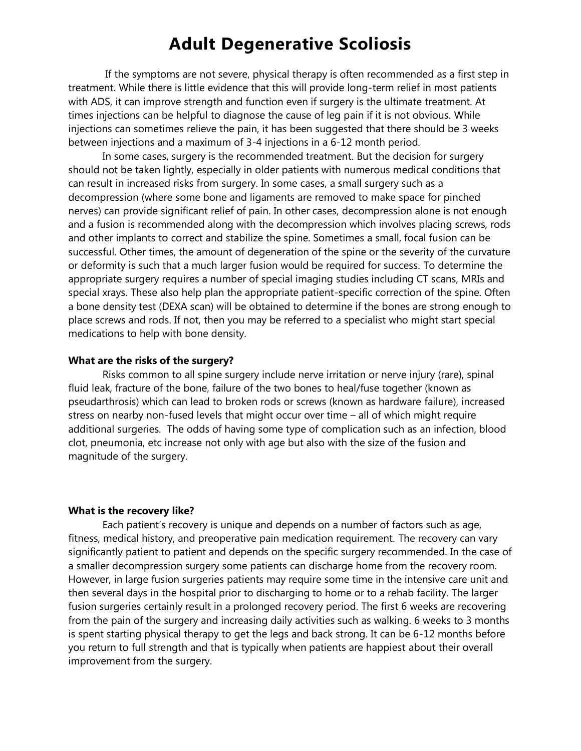# Adult Degenerative Scoliosis

If the symptoms are not severe, physical therapy is often recommended as a first step in treatment. While there is little evidence that this will provide long-term relief in most patients with ADS, it can improve strength and function even if surgery is the ultimate treatment. At times injections can be helpful to diagnose the cause of leg pain if it is not obvious. While injections can sometimes relieve the pain, it has been suggested that there should be 3 weeks between injections and a maximum of 3-4 injections in a 6-12 month period.

In some cases, surgery is the recommended treatment. But the decision for surgery should not be taken lightly, especially in older patients with numerous medical conditions that can result in increased risks from surgery. In some cases, a small surgery such as a decompression (where some bone and ligaments are removed to make space for pinched nerves) can provide significant relief of pain. In other cases, decompression alone is not enough and a fusion is recommended along with the decompression which involves placing screws, rods and other implants to correct and stabilize the spine. Sometimes a small, focal fusion can be successful. Other times, the amount of degeneration of the spine or the severity of the curvature or deformity is such that a much larger fusion would be required for success. To determine the appropriate surgery requires a number of special imaging studies including CT scans, MRIs and special xrays. These also help plan the appropriate patient-specific correction of the spine. Often a bone density test (DEXA scan) will be obtained to determine if the bones are strong enough to place screws and rods. If not, then you may be referred to a specialist who might start special medications to help with bone density.

**What are the risks of the surgery?**

Risks common to all spine surgery include nerve irritation or nerve injury (rare), spinal fluid leak, fracture of the bone, failure of the two bones to heal/fuse together (known as pseudarthrosis) which can lead to broken rods or screws (known as hardware failure), increased stress on nearby non-fused levels that might occur over time – all of which might require additional surgeries. The odds of having some type of complication such as an infection, blood clot, pneumonia, etc increase not only with age but also with the size of the fusion and magnitude of the surgery.

**What is the recovery like?**

Each patient's recovery is unique and depends on a number of factors such as age, fitness, medical history, and preoperative pain medication requirement. The recovery can vary significantly patient to patient and depends on the specific surgery recommended. In the case of a smaller decompression surgery some patients can discharge home from the recovery room. However, in large fusion surgeries patients may require some time in the intensive care unit and then several days in the hospital prior to discharging to home or to a rehab facility. The larger fusion surgeries certainly result in a prolonged recovery period. The first 6 weeks are recovering from the pain of the surgery and increasing daily activities such as walking. 6 weeks to 3 months is spent starting physical therapy to get the legs and back strong. It can be 6-12 months before you return to full strength and that is typically when patients are happiest about their overall improvement from the surgery.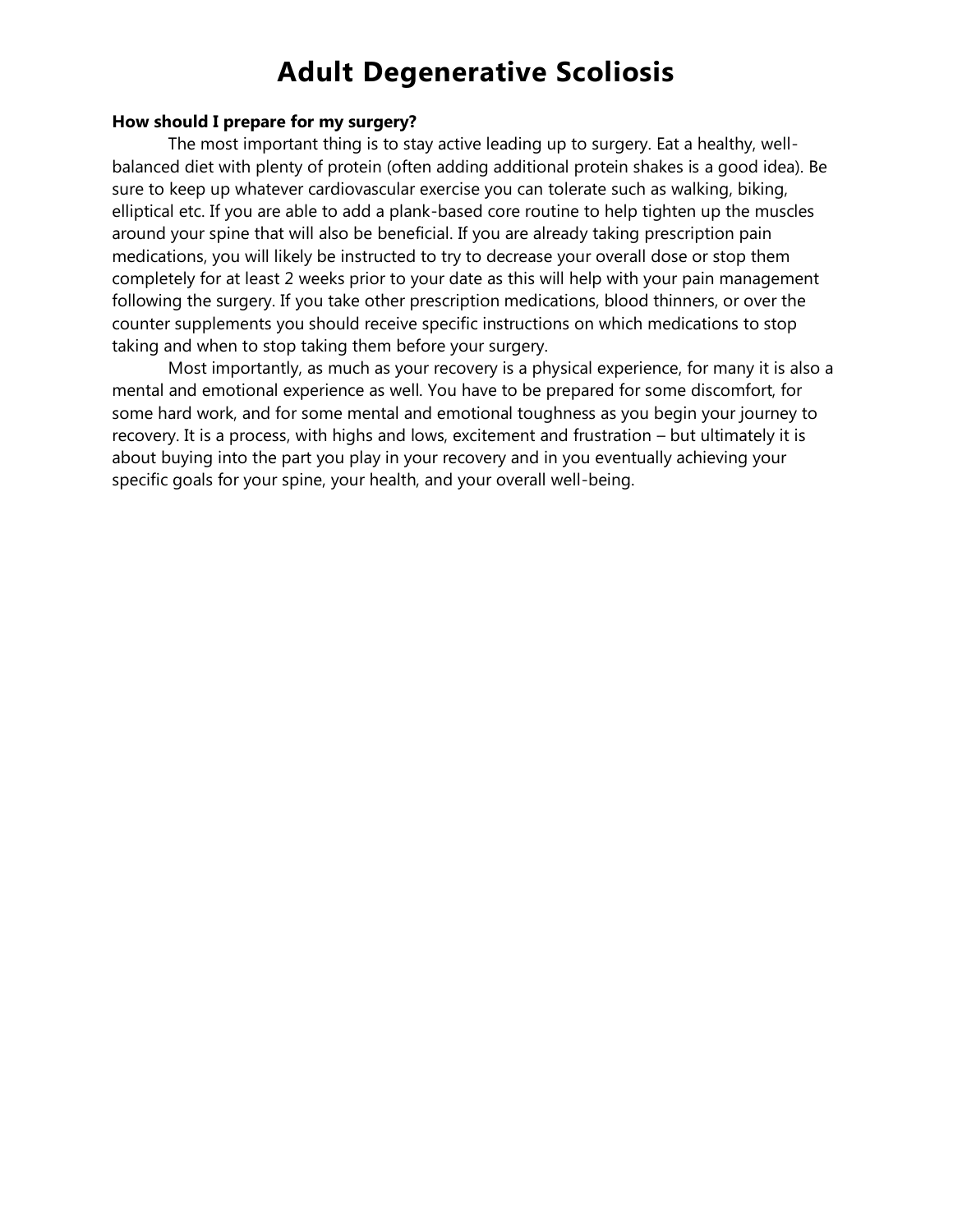# Adult Degenerative Scoliosis

**How should I prepare for my surgery?**

The most important thing is to stay active leading up to surgery. Eat a healthy, well-balanced diet with plenty of protein (often adding additional protein shakes is a good idea). Be sure to keep up whatever cardiovascular exercise you can tolerate such as walking, biking, elliptical etc. If you are able to add a plank-based core routine to help tighten up the muscles around your spine that will also be beneficial. If you are already taking prescription pain medications, you will likely be instructed to try to decrease your overall dose or stop them completely for at least 2 weeks prior to your date as this will help with your pain management following the surgery. If you take other prescription medications, blood thinners, or over the counter supplements you should receive specific instructions on which medications to stop taking and when to stop taking them before your surgery.

Most importantly, as much as your recovery is a physical experience, for many it is also a mental and emotional experience as well. You have to be prepared for some discomfort, for some hard work, and for some mental and emotional toughness as you begin your journey to recovery. It is a process, with highs and lows, excitement and frustration – but ultimately it is about buying into the part you play in your recovery and in you eventually achieving your specific goals for your spine, your health, and your overall well-being.